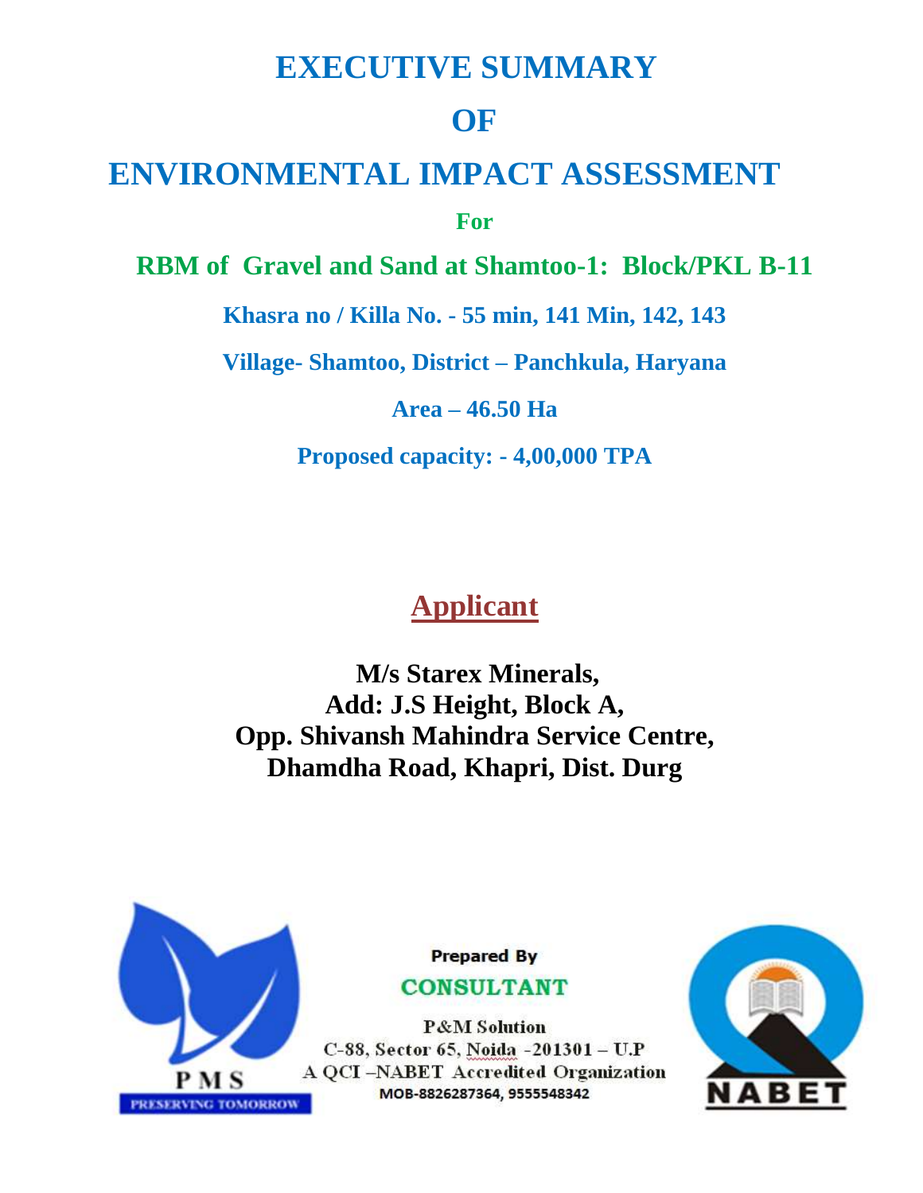# EXECUTIVE SUMMARY

# OF

# ENVIRONMENTAL IMPACT ASSESSMENT

**For**

## RBM of Gravel and Sand at Shamtoo-1: Block/PKL B-11

**Khasra no / Killa No. - 55 min, 141 Min, 142, 143**

**Village- Shamtoo, District – Panchkula, Haryana**

**Area – 46.50 Ha**

**Proposed capacity: - 4,00,000 TPA**

## Applicant

**M/s Starex Minerals,**
**Add: J.S Height, Block A,**
**Opp. Shivansh Mahindra Service Centre,**
**Dhamdha Road, Khapri, Dist. Durg**

PMS
PRESERVING TOMORROW

**Prepared By**

**CONSULTANT**

**P&M Solution**
C-88, Sector 65, Noida -201301 – U.P
A QCI –NABET Accredited Organization
MOB-8826287364, 9555548342

NABET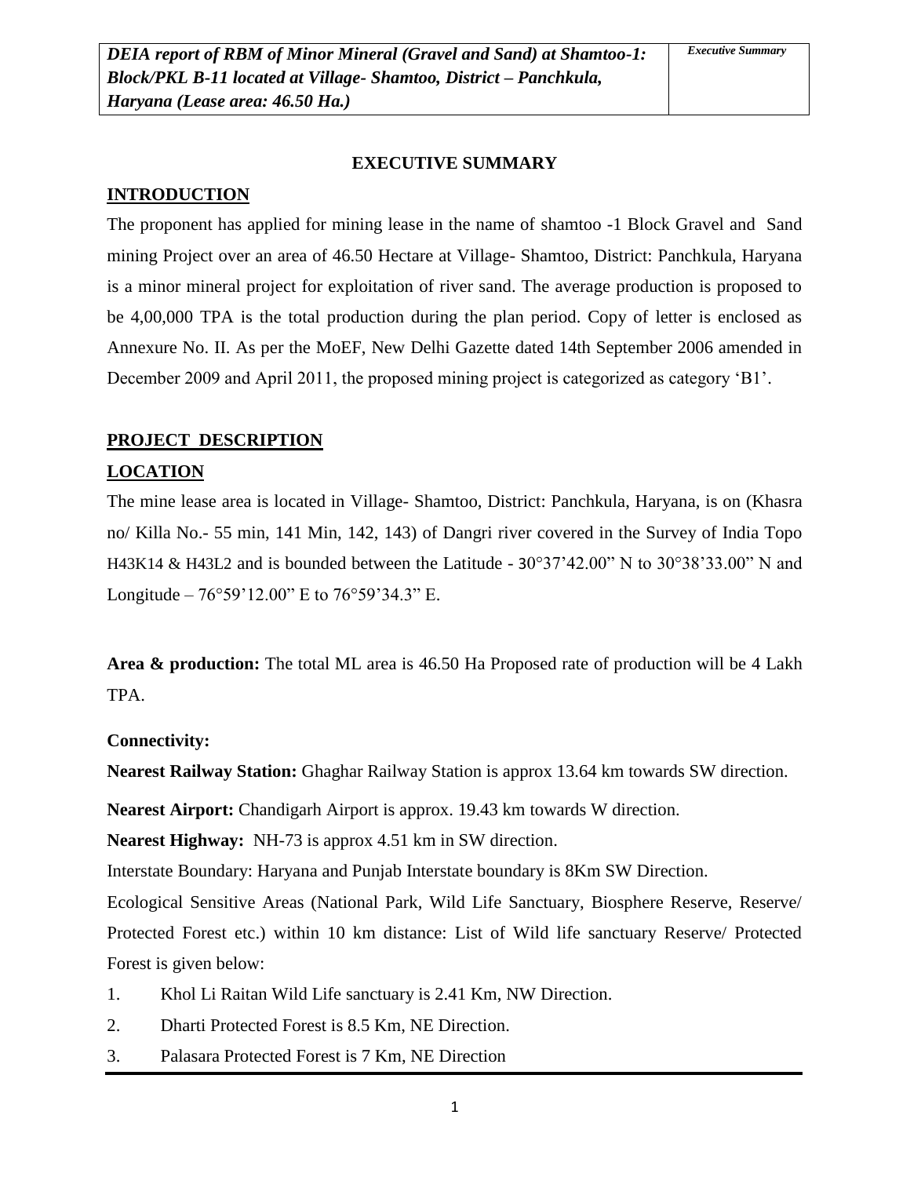## EXECUTIVE SUMMARY

## INTRODUCTION

The proponent has applied for mining lease in the name of shamtoo -1 Block Gravel and Sand mining Project over an area of 46.50 Hectare at Village- Shamtoo, District: Panchkula, Haryana is a minor mineral project for exploitation of river sand. The average production is proposed to be 4,00,000 TPA is the total production during the plan period. Copy of letter is enclosed as Annexure No. II. As per the MoEF, New Delhi Gazette dated 14th September 2006 amended in December 2009 and April 2011, the proposed mining project is categorized as category 'B1'.

## PROJECT DESCRIPTION

### LOCATION

The mine lease area is located in Village- Shamtoo, District: Panchkula, Haryana, is on (Khasra no/ Killa No.- 55 min, 141 Min, 142, 143) of Dangri river covered in the Survey of India Topo H43K14 & H43L2 and is bounded between the Latitude - 30°37'42.00" N to 30°38'33.00" N and Longitude – 76°59'12.00" E to 76°59'34.3" E.

**Area & production:** The total ML area is 46.50 Ha Proposed rate of production will be 4 Lakh TPA.

**Connectivity:**

**Nearest Railway Station:** Ghaghar Railway Station is approx 13.64 km towards SW direction.

**Nearest Airport:** Chandigarh Airport is approx. 19.43 km towards W direction.

**Nearest Highway:** NH-73 is approx 4.51 km in SW direction.

Interstate Boundary: Haryana and Punjab Interstate boundary is 8Km SW Direction.

Ecological Sensitive Areas (National Park, Wild Life Sanctuary, Biosphere Reserve, Reserve/ Protected Forest etc.) within 10 km distance: List of Wild life sanctuary Reserve/ Protected Forest is given below:

1. Khol Li Raitan Wild Life sanctuary is 2.41 Km, NW Direction.
2. Dharti Protected Forest is 8.5 Km, NE Direction.
3. Palasara Protected Forest is 7 Km, NE Direction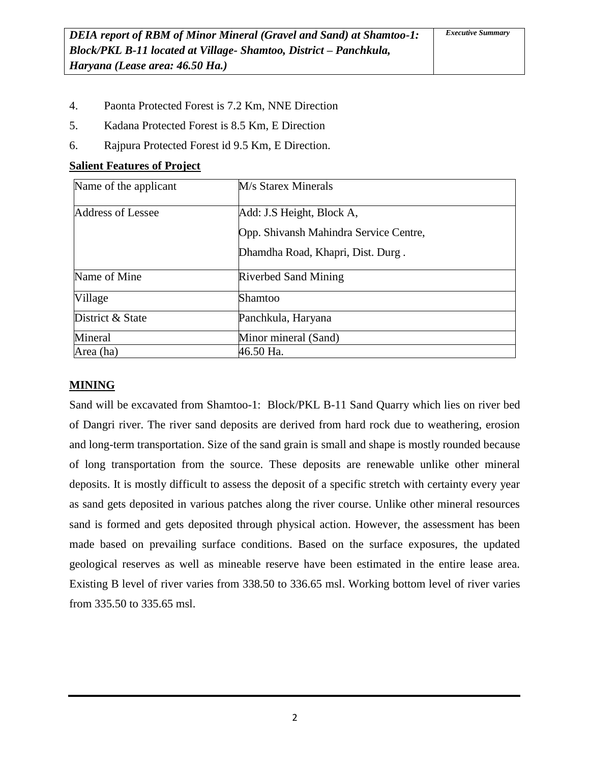4. Paonta Protected Forest is 7.2 Km, NNE Direction
5. Kadana Protected Forest is 8.5 Km, E Direction
6. Rajpura Protected Forest id 9.5 Km, E Direction.

**Salient Features of Project**

| Name of the applicant | M/s Starex Minerals |
|---|---|
| Address of Lessee | Add: J.S Height, Block A,<br>Opp. Shivansh Mahindra Service Centre,<br>Dhamdha Road, Khapri, Dist. Durg . |
| Name of Mine | Riverbed Sand Mining |
| Village | Shamtoo |
| District & State | Panchkula, Haryana |
| Mineral | Minor mineral (Sand) |
| Area (ha) | 46.50 Ha. |

## MINING

Sand will be excavated from Shamtoo-1: Block/PKL B-11 Sand Quarry which lies on river bed of Dangri river. The river sand deposits are derived from hard rock due to weathering, erosion and long-term transportation. Size of the sand grain is small and shape is mostly rounded because of long transportation from the source. These deposits are renewable unlike other mineral deposits. It is mostly difficult to assess the deposit of a specific stretch with certainty every year as sand gets deposited in various patches along the river course. Unlike other mineral resources sand is formed and gets deposited through physical action. However, the assessment has been made based on prevailing surface conditions. Based on the surface exposures, the updated geological reserves as well as mineable reserve have been estimated in the entire lease area. Existing B level of river varies from 338.50 to 336.65 msl. Working bottom level of river varies from 335.50 to 335.65 msl.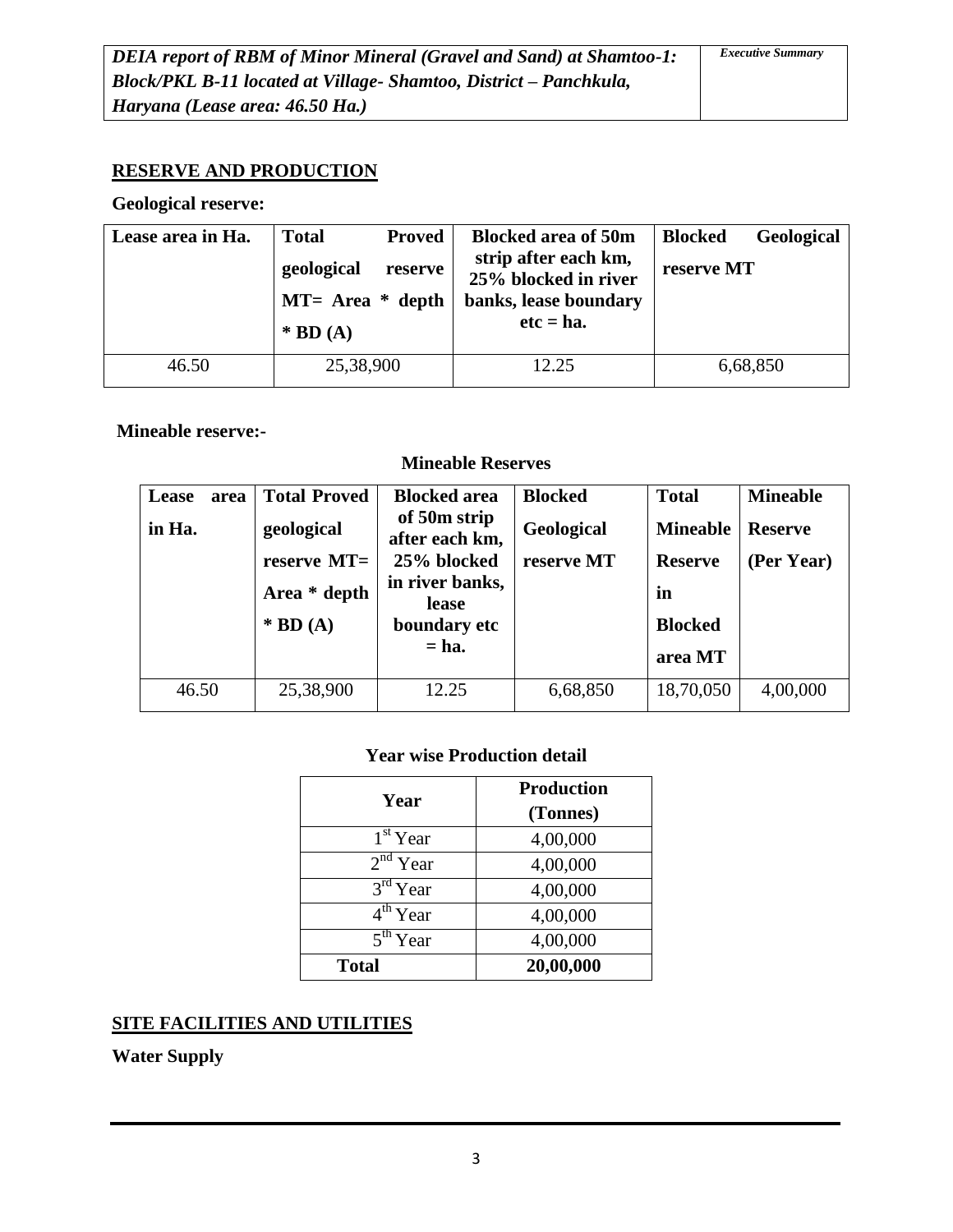## RESERVE AND PRODUCTION

**Geological reserve:**

| Lease area in Ha. | Total Proved geological reserve MT= Area * depth * BD (A) | Blocked area of 50m strip after each km, 25% blocked in river banks, lease boundary etc = ha. | Blocked Geological reserve MT |
|---|---|---|---|
| 46.50 | 25,38,900 | 12.25 | 6,68,850 |

**Mineable reserve:-**

**Mineable Reserves**

| Lease area in Ha. | Total Proved geological reserve MT= Area * depth * BD (A) | Blocked area of 50m strip after each km, 25% blocked in river banks, lease boundary etc = ha. | Blocked Geological reserve MT | Total Mineable Reserve in Blocked area MT | Mineable Reserve (Per Year) |
|---|---|---|---|---|---|
| 46.50 | 25,38,900 | 12.25 | 6,68,850 | 18,70,050 | 4,00,000 |

**Year wise Production detail**

| Year | Production (Tonnes) |
|---|---|
| 1st Year | 4,00,000 |
| 2nd Year | 4,00,000 |
| 3rd Year | 4,00,000 |
| 4th Year | 4,00,000 |
| 5th Year | 4,00,000 |
| **Total** | **20,00,000** |

## SITE FACILITIES AND UTILITIES

**Water Supply**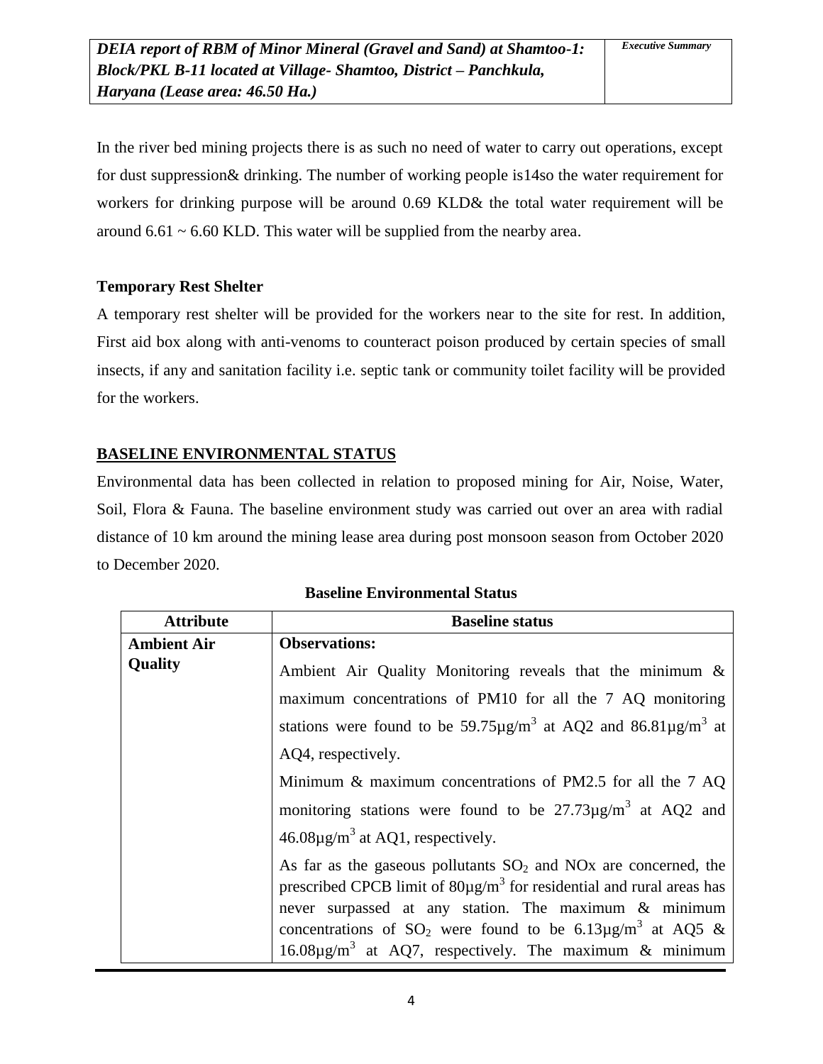In the river bed mining projects there is as such no need of water to carry out operations, except for dust suppression& drinking. The number of working people is14so the water requirement for workers for drinking purpose will be around 0.69 KLD& the total water requirement will be around 6.61 ~ 6.60 KLD. This water will be supplied from the nearby area.

**Temporary Rest Shelter**

A temporary rest shelter will be provided for the workers near to the site for rest. In addition, First aid box along with anti-venoms to counteract poison produced by certain species of small insects, if any and sanitation facility i.e. septic tank or community toilet facility will be provided for the workers.

## BASELINE ENVIRONMENTAL STATUS

Environmental data has been collected in relation to proposed mining for Air, Noise, Water, Soil, Flora & Fauna. The baseline environment study was carried out over an area with radial distance of 10 km around the mining lease area during post monsoon season from October 2020 to December 2020.

**Baseline Environmental Status**

| Attribute | Baseline status |
|---|---|
| **Ambient Air Quality** | **Observations:**<br>Ambient Air Quality Monitoring reveals that the minimum & maximum concentrations of PM10 for all the 7 AQ monitoring stations were found to be 59.75µg/m$^3$ at AQ2 and 86.81µg/m$^3$ at AQ4, respectively.<br>Minimum & maximum concentrations of PM2.5 for all the 7 AQ monitoring stations were found to be 27.73µg/m$^3$ at AQ2 and 46.08µg/m$^3$ at AQ1, respectively.<br>As far as the gaseous pollutants $SO_2$ and NOx are concerned, the prescribed CPCB limit of 80µg/m$^3$ for residential and rural areas has never surpassed at any station. The maximum & minimum concentrations of $SO_2$ were found to be 6.13µg/m$^3$ at AQ5 & 16.08µg/m$^3$ at AQ7, respectively. The maximum & minimum |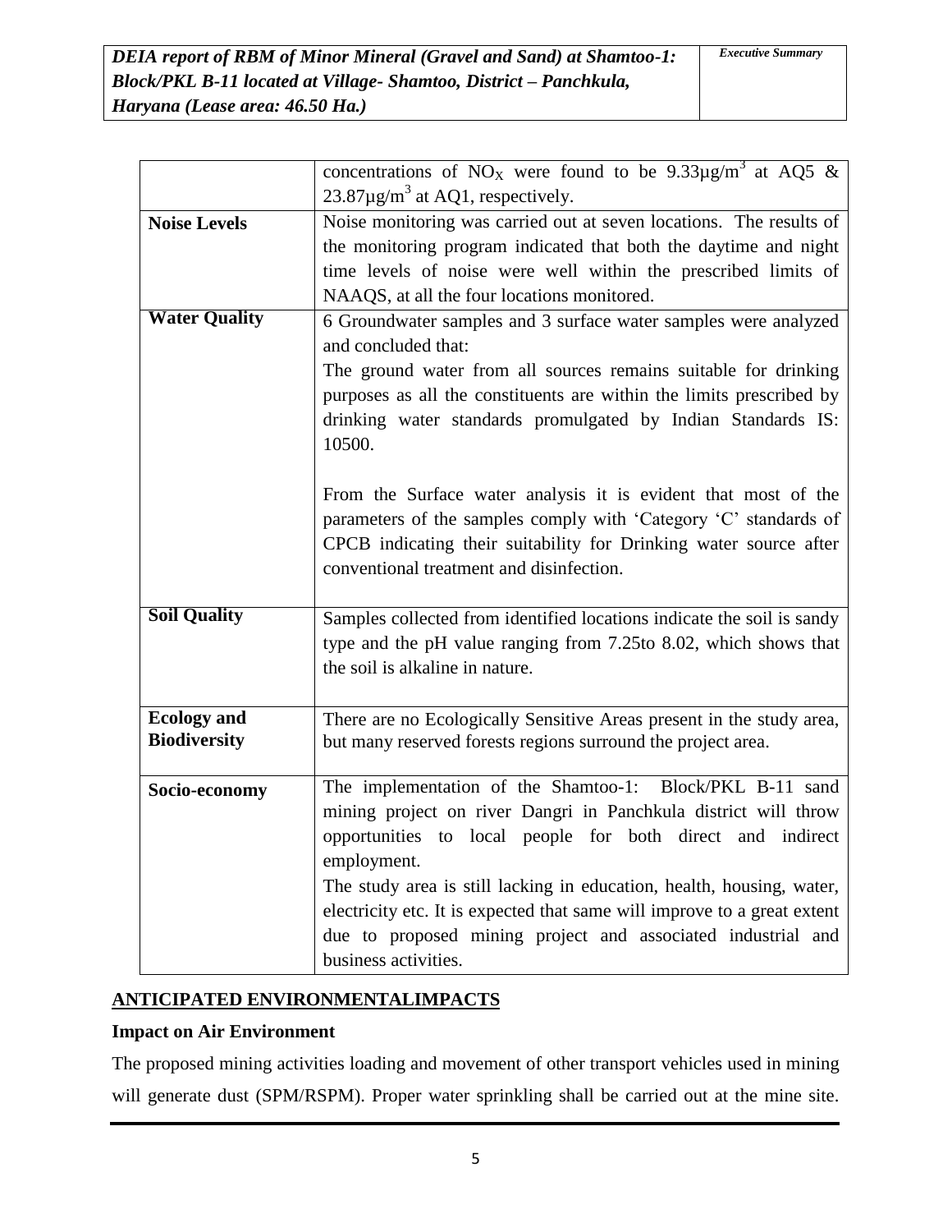| | |
|---|---|
| | concentrations of $NO_X$ were found to be 9.33µg/m$^3$ at AQ5 & 23.87µg/m$^3$ at AQ1, respectively. |
| **Noise Levels** | Noise monitoring was carried out at seven locations. The results of the monitoring program indicated that both the daytime and night time levels of noise were well within the prescribed limits of NAAQS, at all the four locations monitored. |
| **Water Quality** | 6 Groundwater samples and 3 surface water samples were analyzed and concluded that:<br>The ground water from all sources remains suitable for drinking purposes as all the constituents are within the limits prescribed by drinking water standards promulgated by Indian Standards IS: 10500.<br><br>From the Surface water analysis it is evident that most of the parameters of the samples comply with 'Category 'C' standards of CPCB indicating their suitability for Drinking water source after conventional treatment and disinfection. |
| **Soil Quality** | Samples collected from identified locations indicate the soil is sandy type and the pH value ranging from 7.25to 8.02, which shows that the soil is alkaline in nature. |
| **Ecology and Biodiversity** | There are no Ecologically Sensitive Areas present in the study area, but many reserved forests regions surround the project area. |
| **Socio-economy** | The implementation of the Shamtoo-1: Block/PKL B-11 sand mining project on river Dangri in Panchkula district will throw opportunities to local people for both direct and indirect employment.<br>The study area is still lacking in education, health, housing, water, electricity etc. It is expected that same will improve to a great extent due to proposed mining project and associated industrial and business activities. |

## ANTICIPATED ENVIRONMENTALIMPACTS

### Impact on Air Environment

The proposed mining activities loading and movement of other transport vehicles used in mining will generate dust (SPM/RSPM). Proper water sprinkling shall be carried out at the mine site.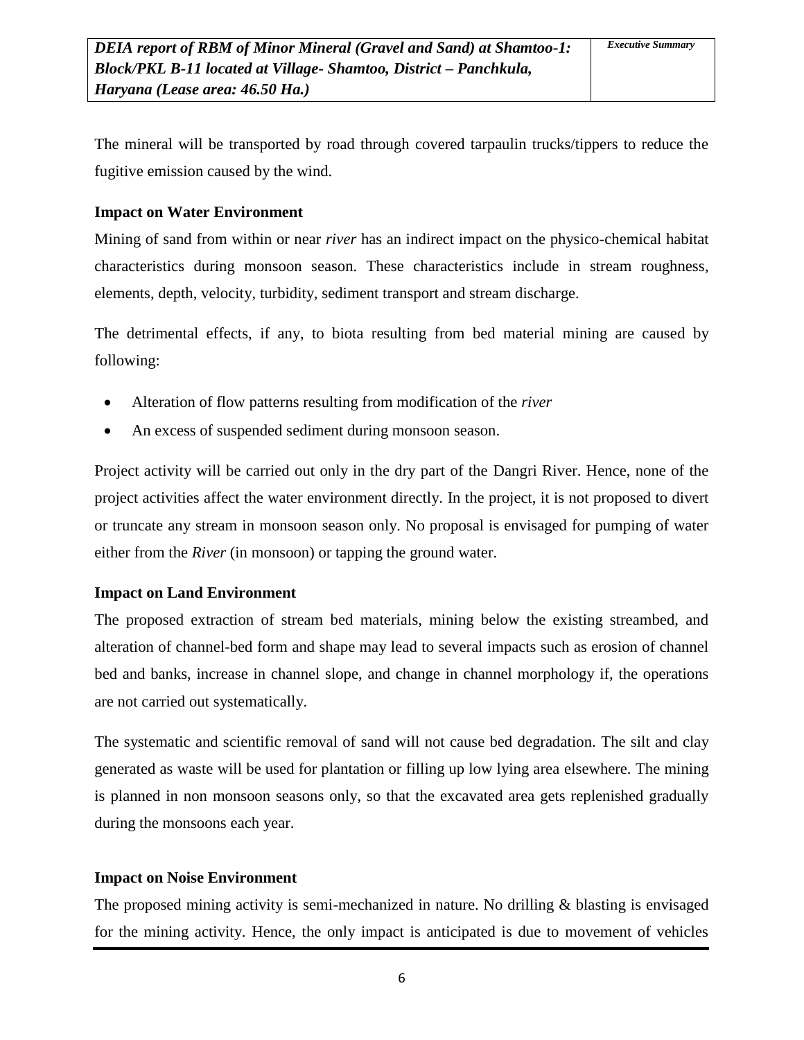The mineral will be transported by road through covered tarpaulin trucks/tippers to reduce the fugitive emission caused by the wind.

**Impact on Water Environment**

Mining of sand from within or near *river* has an indirect impact on the physico-chemical habitat characteristics during monsoon season. These characteristics include in stream roughness, elements, depth, velocity, turbidity, sediment transport and stream discharge.

The detrimental effects, if any, to biota resulting from bed material mining are caused by following:

- Alteration of flow patterns resulting from modification of the *river*
- An excess of suspended sediment during monsoon season.

Project activity will be carried out only in the dry part of the Dangri River. Hence, none of the project activities affect the water environment directly. In the project, it is not proposed to divert or truncate any stream in monsoon season only. No proposal is envisaged for pumping of water either from the *River* (in monsoon) or tapping the ground water.

**Impact on Land Environment**

The proposed extraction of stream bed materials, mining below the existing streambed, and alteration of channel-bed form and shape may lead to several impacts such as erosion of channel bed and banks, increase in channel slope, and change in channel morphology if, the operations are not carried out systematically.

The systematic and scientific removal of sand will not cause bed degradation. The silt and clay generated as waste will be used for plantation or filling up low lying area elsewhere. The mining is planned in non monsoon seasons only, so that the excavated area gets replenished gradually during the monsoons each year.

**Impact on Noise Environment**

The proposed mining activity is semi-mechanized in nature. No drilling & blasting is envisaged for the mining activity. Hence, the only impact is anticipated is due to movement of vehicles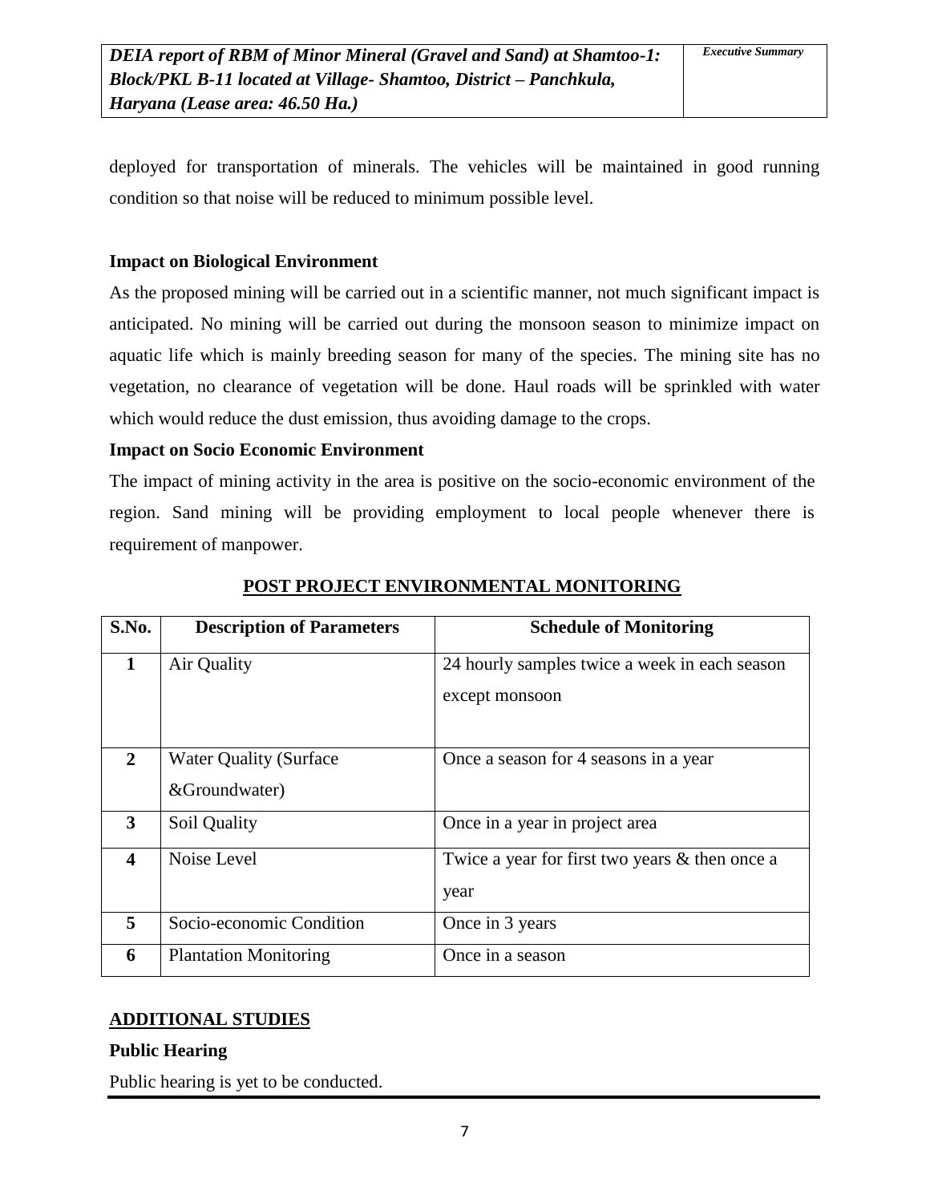deployed for transportation of minerals. The vehicles will be maintained in good running condition so that noise will be reduced to minimum possible level.

**Impact on Biological Environment**

As the proposed mining will be carried out in a scientific manner, not much significant impact is anticipated. No mining will be carried out during the monsoon season to minimize impact on aquatic life which is mainly breeding season for many of the species. The mining site has no vegetation, no clearance of vegetation will be done. Haul roads will be sprinkled with water which would reduce the dust emission, thus avoiding damage to the crops.

**Impact on Socio Economic Environment**

The impact of mining activity in the area is positive on the socio-economic environment of the region. Sand mining will be providing employment to local people whenever there is requirement of manpower.

## POST PROJECT ENVIRONMENTAL MONITORING

| S.No. | Description of Parameters | Schedule of Monitoring |
|---|---|---|
| 1 | Air Quality | 24 hourly samples twice a week in each season except monsoon |
| 2 | Water Quality (Surface &Groundwater) | Once a season for 4 seasons in a year |
| 3 | Soil Quality | Once in a year in project area |
| 4 | Noise Level | Twice a year for first two years & then once a year |
| 5 | Socio-economic Condition | Once in 3 years |
| 6 | Plantation Monitoring | Once in a season |

## ADDITIONAL STUDIES

**Public Hearing**

Public hearing is yet to be conducted.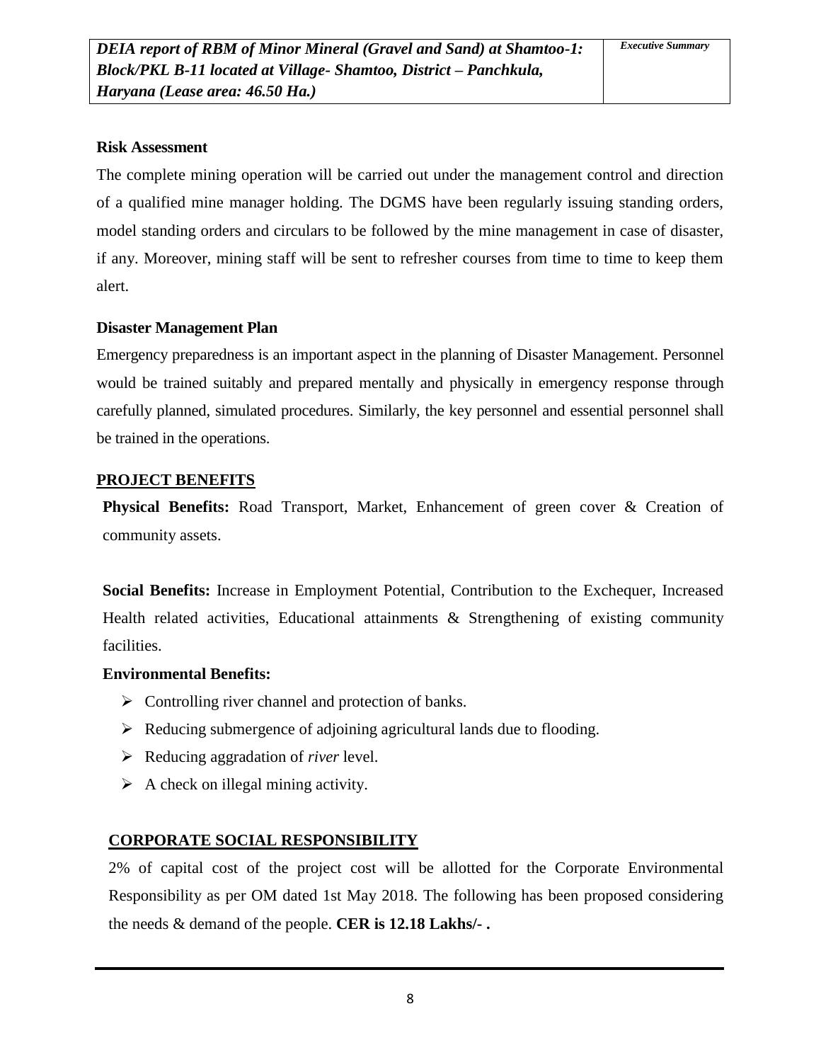**Risk Assessment**

The complete mining operation will be carried out under the management control and direction of a qualified mine manager holding. The DGMS have been regularly issuing standing orders, model standing orders and circulars to be followed by the mine management in case of disaster, if any. Moreover, mining staff will be sent to refresher courses from time to time to keep them alert.

**Disaster Management Plan**

Emergency preparedness is an important aspect in the planning of Disaster Management. Personnel would be trained suitably and prepared mentally and physically in emergency response through carefully planned, simulated procedures. Similarly, the key personnel and essential personnel shall be trained in the operations.

## PROJECT BENEFITS

**Physical Benefits:** Road Transport, Market, Enhancement of green cover & Creation of community assets.

**Social Benefits:** Increase in Employment Potential, Contribution to the Exchequer, Increased Health related activities, Educational attainments & Strengthening of existing community facilities.

**Environmental Benefits:**

- Controlling river channel and protection of banks.
- Reducing submergence of adjoining agricultural lands due to flooding.
- Reducing aggradation of *river* level.
- A check on illegal mining activity.

## CORPORATE SOCIAL RESPONSIBILITY

2% of capital cost of the project cost will be allotted for the Corporate Environmental Responsibility as per OM dated 1st May 2018. The following has been proposed considering the needs & demand of the people. **CER is 12.18 Lakhs/- .**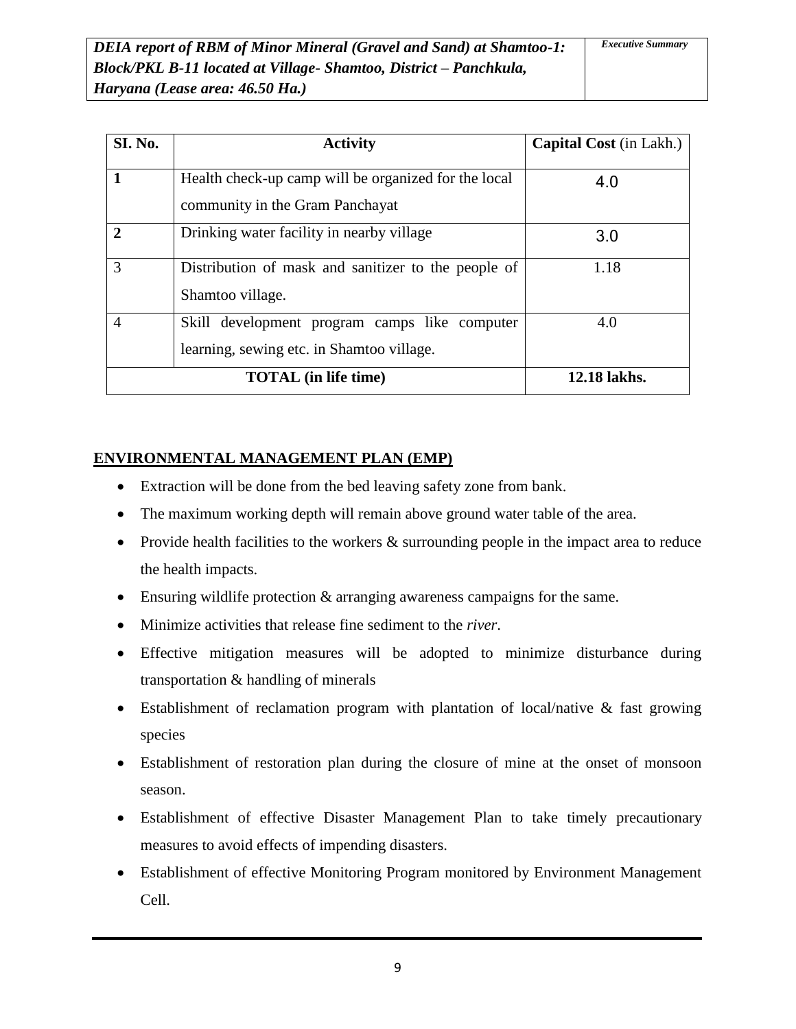| SI. No. | Activity | Capital Cost (in Lakh.) |
|---|---|---|
| 1 | Health check-up camp will be organized for the local community in the Gram Panchayat | 4.0 |
| 2 | Drinking water facility in nearby village | 3.0 |
| 3 | Distribution of mask and sanitizer to the people of Shamtoo village. | 1.18 |
| 4 | Skill development program camps like computer learning, sewing etc. in Shamtoo village. | 4.0 |
| **TOTAL (in life time)** | | **12.18 lakhs.** |

## ENVIRONMENTAL MANAGEMENT PLAN (EMP)

- Extraction will be done from the bed leaving safety zone from bank.
- The maximum working depth will remain above ground water table of the area.
- Provide health facilities to the workers & surrounding people in the impact area to reduce the health impacts.
- Ensuring wildlife protection & arranging awareness campaigns for the same.
- Minimize activities that release fine sediment to the *river*.
- Effective mitigation measures will be adopted to minimize disturbance during transportation & handling of minerals
- Establishment of reclamation program with plantation of local/native & fast growing species
- Establishment of restoration plan during the closure of mine at the onset of monsoon season.
- Establishment of effective Disaster Management Plan to take timely precautionary measures to avoid effects of impending disasters.
- Establishment of effective Monitoring Program monitored by Environment Management Cell.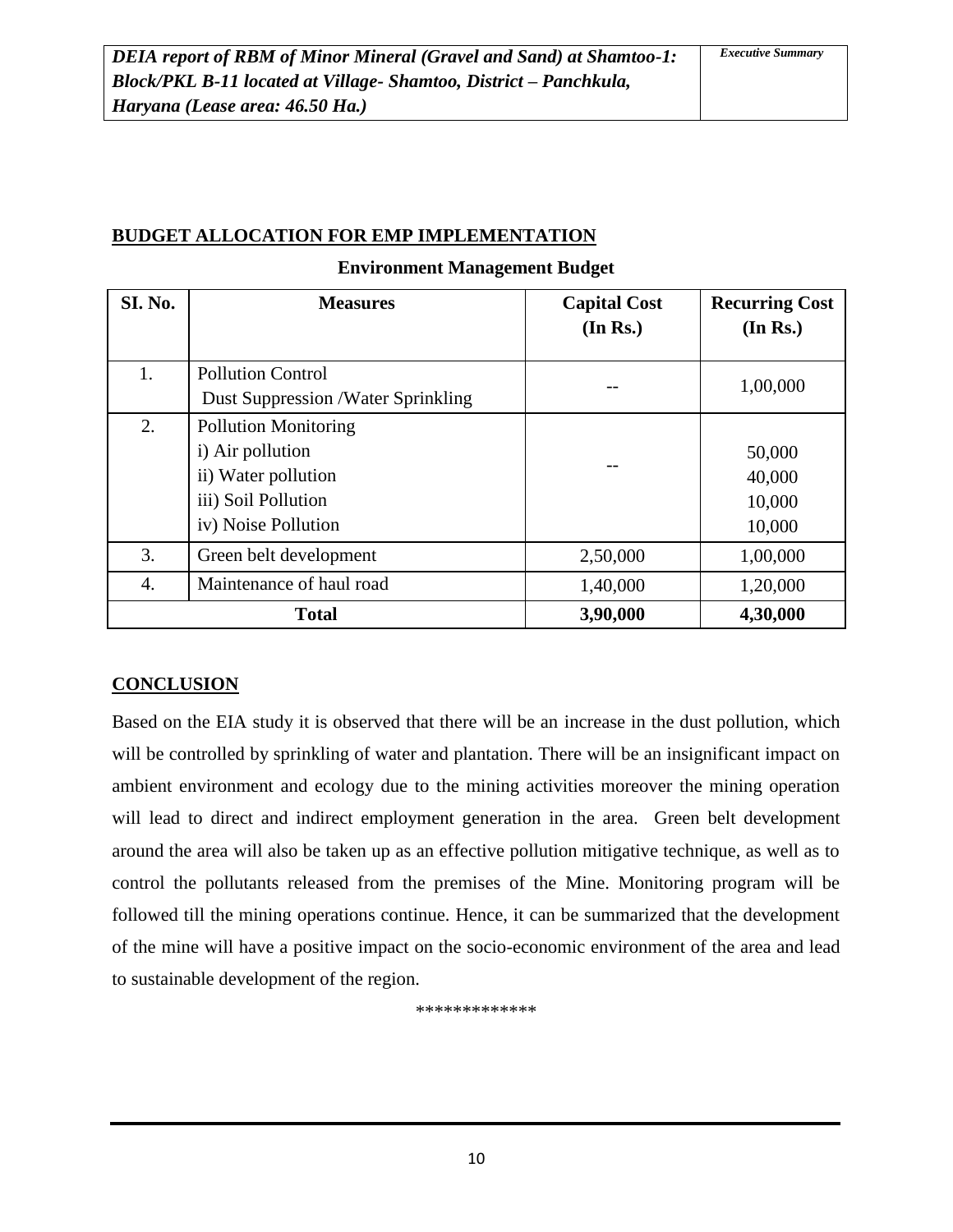## BUDGET ALLOCATION FOR EMP IMPLEMENTATION

**Environment Management Budget**

| SI. No. | Measures | Capital Cost (In Rs.) | Recurring Cost (In Rs.) |
|---|---|---|---|
| 1. | Pollution Control<br>Dust Suppression /Water Sprinkling | -- | 1,00,000 |
| 2. | Pollution Monitoring<br>i) Air pollution<br>ii) Water pollution<br>iii) Soil Pollution<br>iv) Noise Pollution | -- | <br>50,000<br>40,000<br>10,000<br>10,000 |
| 3. | Green belt development | 2,50,000 | 1,00,000 |
| 4. | Maintenance of haul road | 1,40,000 | 1,20,000 |
| **Total** | | **3,90,000** | **4,30,000** |

## CONCLUSION

Based on the EIA study it is observed that there will be an increase in the dust pollution, which will be controlled by sprinkling of water and plantation. There will be an insignificant impact on ambient environment and ecology due to the mining activities moreover the mining operation will lead to direct and indirect employment generation in the area. Green belt development around the area will also be taken up as an effective pollution mitigative technique, as well as to control the pollutants released from the premises of the Mine. Monitoring program will be followed till the mining operations continue. Hence, it can be summarized that the development of the mine will have a positive impact on the socio-economic environment of the area and lead to sustainable development of the region.

*************